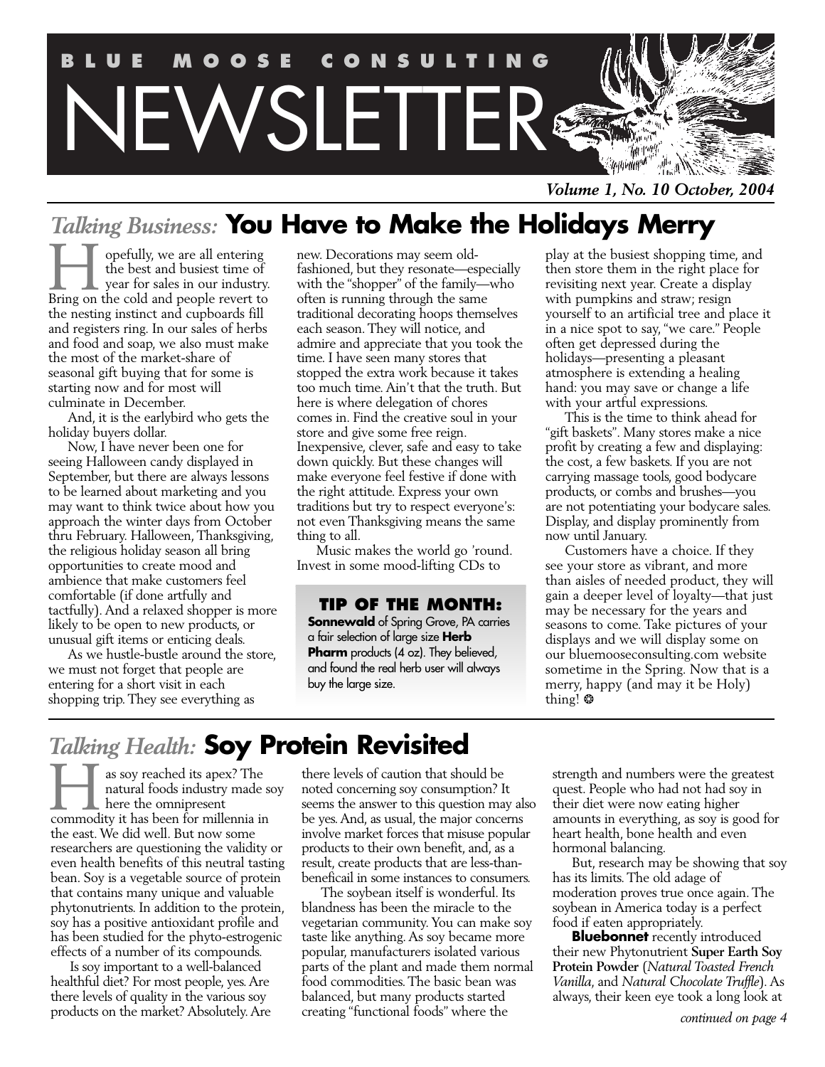# BLUE MOOSE CONSULTING NEWSLETTER

*Volume 1, No. 10 October, 2004*

## *Talking Business:* You Have to Make the Holidays Merry

Hopefully, we are all entering the best and busiest time of year for sales in our industry. Bring on the cold and people revert to the nesting instinct and cupboards fill and registers ring. In our sales of herbs and food and soap, we also must make the most of the market-share of seasonal gift buying that for some is starting now and for most will culminate in December.

And, it is the earlybird who gets the holiday buyers dollar.

Now, I have never been one for seeing Halloween candy displayed in September, but there are always lessons to be learned about marketing and you may want to think twice about how you approach the winter days from October thru February. Halloween, Thanksgiving, the religious holiday season all bring opportunities to create mood and ambience that make customers feel comfortable (if done artfully and tactfully). And a relaxed shopper is more likely to be open to new products, or unusual gift items or enticing deals.

As we hustle-bustle around the store, we must not forget that people are entering for a short visit in each shopping trip. They see everything as new. Decorations may seem old-fashioned, but they resonate—especially with the "shopper" of the family—who often is running through the same traditional decorating hoops themselves each season. They will notice, and admire and appreciate that you took the time. I have seen many stores that stopped the extra work because it takes too much time. Ain't that the truth. But here is where delegation of chores comes in. Find the creative soul in your store and give some free reign. Inexpensive, clever, safe and easy to take down quickly. But these changes will make everyone feel festive if done with the right attitude. Express your own traditions but try to respect everyone's: not even Thanksgiving means the same thing to all.

Music makes the world go 'round. Invest in some mood-lifting CDs to play at the busiest shopping time, and then store them in the right place for revisiting next year. Create a display with pumpkins and straw; resign yourself to an artificial tree and place it in a nice spot to say, "we care." People often get depressed during the holidays—presenting a pleasant atmosphere is extending a healing hand: you may save or change a life with your artful expressions.

This is the time to think ahead for "gift baskets". Many stores make a nice profit by creating a few and displaying: the cost, a few baskets. If you are not carrying massage tools, good bodycare products, or combs and brushes—you are not potentiating your bodycare sales. Display, and display prominently from now until January.

Customers have a choice. If they see your store as vibrant, and more than aisles of needed product, they will gain a deeper level of loyalty—that just may be necessary for the years and seasons to come. Take pictures of your displays and we will display some on our bluemooseconsulting.com website sometime in the Spring. Now that is a merry, happy (and may it be Holy) thing! ❂

> **TIP OF THE MONTH:**
> **Sonnewald** of Spring Grove, PA carries a fair selection of large size **Herb Pharm** products (4 oz). They believed, and found the real herb user will always buy the large size.

## *Talking Health:* Soy Protein Revisited

Has soy reached its apex? The natural foods industry made soy here the omnipresent commodity it has been for millennia in the east. We did well. But now some researchers are questioning the validity or even health benefits of this neutral tasting bean. Soy is a vegetable source of protein that contains many unique and valuable phytonutrients. In addition to the protein, soy has a positive antioxidant profile and has been studied for the phyto-estrogenic effects of a number of its compounds.

Is soy important to a well-balanced healthful diet? For most people, yes. Are there levels of quality in the various soy products on the market? Absolutely. Are there levels of caution that should be noted concerning soy consumption? It seems the answer to this question may also be yes. And, as usual, the major concerns involve market forces that misuse popular products to their own benefit, and, as a result, create products that are less-than-beneficail in some instances to consumers.

The soybean itself is wonderful. Its blandness has been the miracle to the vegetarian community. You can make soy taste like anything. As soy became more popular, manufacturers isolated various parts of the plant and made them normal food commodities. The basic bean was balanced, but many products started creating "functional foods" where the strength and numbers were the greatest quest. People who had not had soy in their diet were now eating higher amounts in everything, as soy is good for heart health, bone health and even hormonal balancing.

But, research may be showing that soy has its limits. The old adage of moderation proves true once again. The soybean in America today is a perfect food if eaten appropriately.

**Bluebonnet** recently introduced their new Phytonutrient **Super Earth Soy Protein Powder** (*Natural Toasted French Vanilla*, and *Natural Chocolate Truffle*). As always, their keen eye took a long look at

*continued on page 4*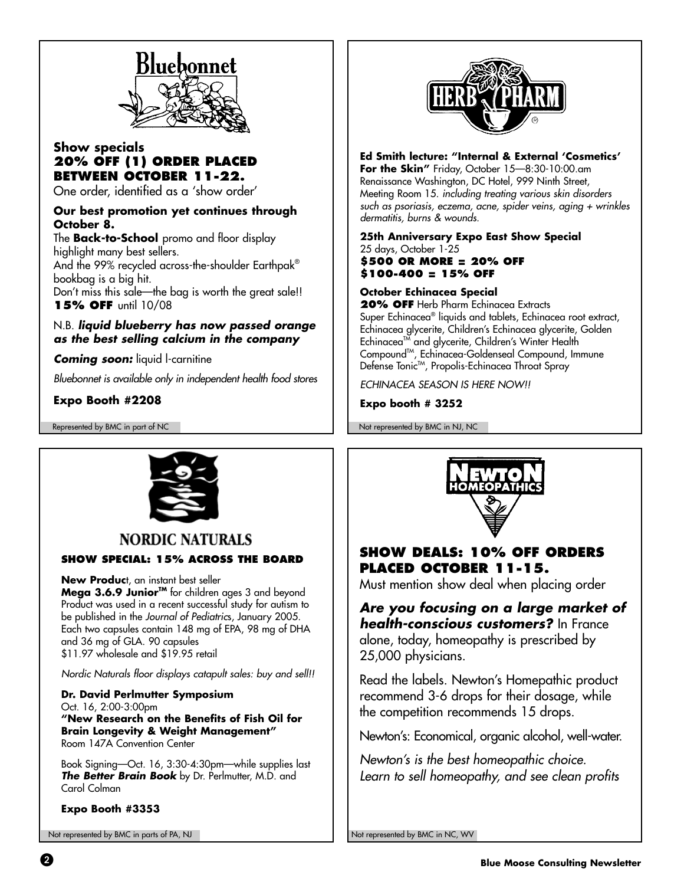## Bluebonnet

**Show specials**
**20% OFF (1) ORDER PLACED BETWEEN OCTOBER 11-22.**
One order, identified as a 'show order'

**Our best promotion yet continues through October 8.**
The **Back-to-School** promo and floor display highlight many best sellers.
And the 99% recycled across-the-shoulder Earthpak® bookbag is a big hit.
Don't miss this sale—the bag is worth the great sale!!
**15% OFF** until 10/08

N.B. ***liquid blueberry has now passed orange as the best selling calcium in the company***

***Coming soon:*** liquid l-carnitine

*Bluebonnet is available only in independent health food stores*

**Expo Booth #2208**

Represented by BMC in part of NC

## HERB PHARM

**Ed Smith lecture: "Internal & External 'Cosmetics' For the Skin"** Friday, October 15—8:30-10:00.am Renaissance Washington, DC Hotel, 999 Ninth Street, Meeting Room 15. *including treating various skin disorders such as psoriasis, eczema, acne, spider veins, aging + wrinkles dermatitis, burns & wounds.*

**25th Anniversary Expo East Show Special**
25 days, October 1-25
**$500 OR MORE = 20% OFF**
**$100-400 = 15% OFF**

**October Echinacea Special**
**20% OFF** Herb Pharm Echinacea Extracts
Super Echinacea® liquids and tablets, Echinacea root extract, Echinacea glycerite, Children's Echinacea glycerite, Golden Echinacea™ and glycerite, Children's Winter Health Compound™, Echinacea-Goldenseal Compound, Immune Defense Tonic™, Propolis-Echinacea Throat Spray

*ECHINACEA SEASON IS HERE NOW!!*

**Expo booth # 3252**

Not represented by BMC in NJ, NC

## NORDIC NATURALS

**SHOW SPECIAL: 15% ACROSS THE BOARD**

**New Produc**t, an instant best seller
**Mega 3.6.9 Junior™** for children ages 3 and beyond
Product was used in a recent successful study for autism to be published in the *Journal of Pediatrics*, January 2005.
Each two capsules contain 148 mg of EPA, 98 mg of DHA and 36 mg of GLA. 90 capsules
$11.97 wholesale and $19.95 retail

*Nordic Naturals floor displays catapult sales: buy and sell!!*

**Dr. David Perlmutter Symposium**
Oct. 16, 2:00-3:00pm
**"New Research on the Benefits of Fish Oil for Brain Longevity & Weight Management"**
Room 147A Convention Center

Book Signing—Oct. 16, 3:30-4:30pm—while supplies last ***The Better Brain Book*** by Dr. Perlmutter, M.D. and Carol Colman

**Expo Booth #3353**

Not represented by BMC in parts of PA, NJ

## NEWTON HOMEOPATHICS

**SHOW DEALS: 10% OFF ORDERS PLACED OCTOBER 11-15.**
Must mention show deal when placing order

***Are you focusing on a large market of health-conscious customers?*** In France alone, today, homeopathy is prescribed by 25,000 physicians.

Read the labels. Newton's Homepathic product recommend 3-6 drops for their dosage, while the competition recommends 15 drops.

Newton's: Economical, organic alcohol, well-water.

*Newton's is the best homeopathic choice.*
*Learn to sell homeopathy, and see clean profits*

Not represented by BMC in NC, WV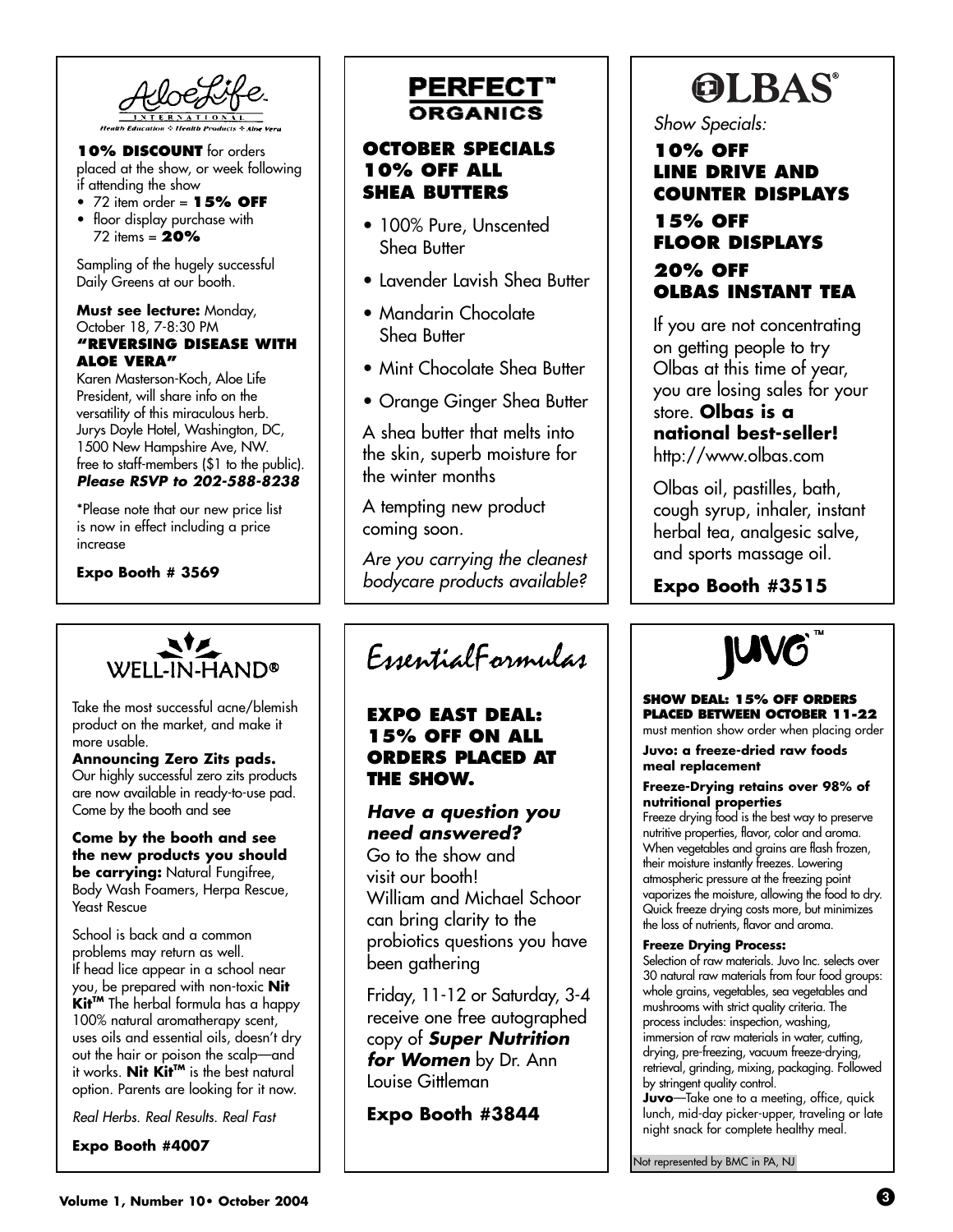## AloeLife International

Health Education ❖ Health Products ❖ Aloe Vera

**10% DISCOUNT** for orders placed at the show, or week following if attending the show

- 72 item order = **15% OFF**
- floor display purchase with 72 items = **20%**

Sampling of the hugely successful Daily Greens at our booth.

**Must see lecture:** Monday, October 18, 7-8:30 PM
**"REVERSING DISEASE WITH ALOE VERA"**
Karen Masterson-Koch, Aloe Life President, will share info on the versatility of this miraculous herb. Jurys Doyle Hotel, Washington, DC, 1500 New Hampshire Ave, NW. free to staff-members ($1 to the public). ***Please RSVP to 202-588-8238***

*Please note that our new price list is now in effect including a price increase

**Expo Booth # 3569**

## PERFECT™ ORGANICS

**OCTOBER SPECIALS**
**10% OFF ALL SHEA BUTTERS**

- 100% Pure, Unscented Shea Butter
- Lavender Lavish Shea Butter
- Mandarin Chocolate Shea Butter
- Mint Chocolate Shea Butter
- Orange Ginger Shea Butter

A shea butter that melts into the skin, superb moisture for the winter months

A tempting new product coming soon.

*Are you carrying the cleanest bodycare products available?*

## OLBAS®

*Show Specials:*

**10% OFF**
**LINE DRIVE AND COUNTER DISPLAYS**

**15% OFF**
**FLOOR DISPLAYS**

**20% OFF**
**OLBAS INSTANT TEA**

If you are not concentrating on getting people to try Olbas at this time of year, you are losing sales for your store. **Olbas is a national best-seller!** http://www.olbas.com

Olbas oil, pastilles, bath, cough syrup, inhaler, instant herbal tea, analgesic salve, and sports massage oil.

**Expo Booth #3515**

## WELL-IN-HAND®

Take the most successful acne/blemish product on the market, and make it more usable.
**Announcing Zero Zits pads.** Our highly successful zero zits products are now available in ready-to-use pad. Come by the booth and see

**Come by the booth and see the new products you should be carrying:** Natural Fungifree, Body Wash Foamers, Herpa Rescue, Yeast Rescue

School is back and a common problems may return as well. If head lice appear in a school near you, be prepared with non-toxic **Nit Kit™** The herbal formula has a happy 100% natural aromatheraphy scent, uses oils and essential oils, doesn't dry out the hair or poison the scalp—and it works. **Nit Kit™** is the best natural option. Parents are looking for it now.

*Real Herbs. Real Results. Real Fast*

**Expo Booth #4007**

## EssentialFormulas

**EXPO EAST DEAL: 15% OFF ON ALL ORDERS PLACED AT THE SHOW.**

***Have a question you need answered?***
Go to the show and visit our booth! William and Michael Schoor can bring clarity to the probiotics questions you have been gathering

Friday, 11-12 or Saturday, 3-4 receive one free autographed copy of ***Super Nutrition for Women*** by Dr. Ann Louise Gittleman

**Expo Booth #3844**

## JUVO™

**SHOW DEAL: 15% OFF ORDERS PLACED BETWEEN OCTOBER 11-22**
must mention show order when placing order

**Juvo: a freeze-dried raw foods meal replacement**

**Freeze-Drying retains over 98% of nutritional properties**
Freeze drying food is the best way to preserve nutritive properties, flavor, color and aroma. When vegetables and grains are flash frozen, their moisture instantly freezes. Lowering atmospheric pressure at the freezing point vaporizes the moisture, allowing the food to dry. Quick freeze drying costs more, but minimizes the loss of nutrients, flavor and aroma.

**Freeze Drying Process:**
Selection of raw materials. Juvo Inc. selects over 30 natural raw materials from four food groups: whole grains, vegetables, sea vegetables and mushrooms with strict quality criteria. The process includes: inspection, washing, immersion of raw materials in water, cutting, drying, pre-freezing, vacuum freeze-drying, retrieval, grinding, mixing, packaging. Followed by stringent quality control.
**Juvo**—Take one to a meeting, office, quick lunch, mid-day picker-upper, traveling or late night snack for complete healthy meal.

Not represented by BMC in PA, NJ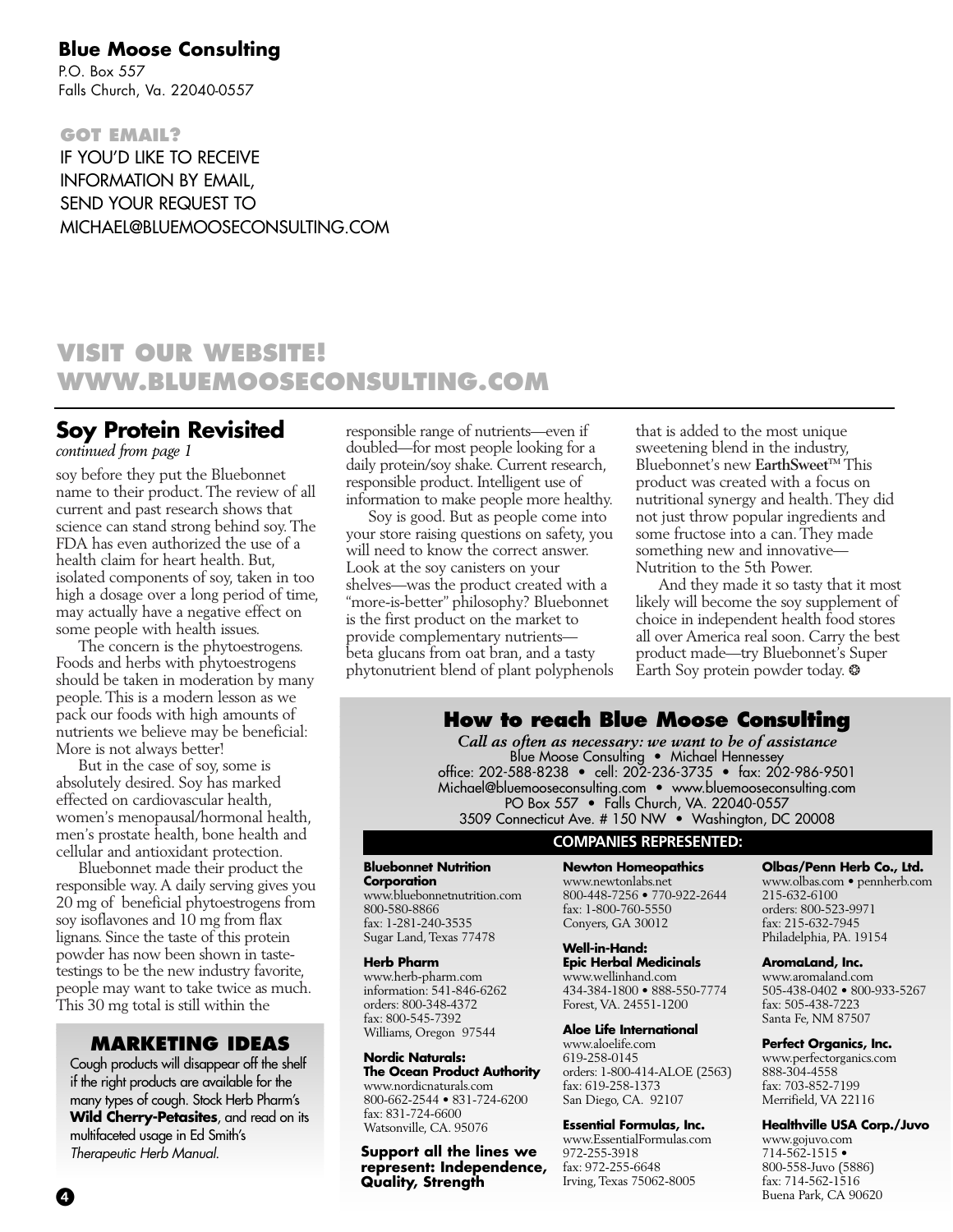**Blue Moose Consulting**
P.O. Box 557
Falls Church, Va. 22040-0557

**GOT EMAIL?**
IF YOU'D LIKE TO RECEIVE INFORMATION BY EMAIL, SEND YOUR REQUEST TO MICHAEL@BLUEMOOSECONSULTING.COM

## VISIT OUR WEBSITE! WWW.BLUEMOOSECONSULTING.COM

## Soy Protein Revisited

*continued from page 1*

soy before they put the Bluebonnet name to their product. The review of all current and past research shows that science can stand strong behind soy. The FDA has even authorized the use of a health claim for heart health. But, isolated components of soy, taken in too high a dosage over a long period of time, may actually have a negative effect on some people with health issues.

The concern is the phytoestrogens. Foods and herbs with phytoestrogens should be taken in moderation by many people. This is a modern lesson as we pack our foods with high amounts of nutrients we believe may be beneficial: More is not always better!

But in the case of soy, some is absolutely desired. Soy has marked effected on cardiovascular health, women's menopausal/hormonal health, men's prostate health, bone health and cellular and antioxidant protection.

Bluebonnet made their product the responsible way. A daily serving gives you 20 mg of beneficial phytoestrogens from soy isoflavones and 10 mg from flax lignans. Since the taste of this protein powder has now been shown in taste-testings to be the new industry favorite, people may want to take twice as much. This 30 mg total is still within the responsible range of nutrients—even if doubled—for most people looking for a daily protein/soy shake. Current research, responsible product. Intelligent use of information to make people more healthy.

Soy is good. But as people come into your store raising questions on safety, you will need to know the correct answer. Look at the soy canisters on your shelves—was the product created with a "more-is-better" philosophy? Bluebonnet is the first product on the market to provide complementary nutrients—beta glucans from oat bran, and a tasty phytonutrient blend of plant polyphenols that is added to the most unique sweetening blend in the industry, Bluebonnet's new **EarthSweet**™ This product was created with a focus on nutritional synergy and health. They did not just throw popular ingredients and some fructose into a can. They made something new and innovative—Nutrition to the 5th Power.

And they made it so tasty that it most likely will become the soy supplement of choice in independent health food stores all over America real soon. Carry the best product made—try Bluebonnet's Super Earth Soy protein powder today.

### MARKETING IDEAS

Cough products will disappear off the shelf if the right products are available for the many types of cough. Stock Herb Pharm's **Wild Cherry-Petasites**, and read on its multifaceted usage in Ed Smith's *Therapeutic Herb Manual*.

### How to reach Blue Moose Consulting

***Call as often as necessary: we want to be of assistance***
Blue Moose Consulting • Michael Hennessey
office: 202-588-8238 • cell: 202-236-3735 • fax: 202-986-9501
Michael@bluemooseconsulting.com • www.bluemooseconsulting.com
PO Box 557 • Falls Church, VA. 22040-0557
3509 Connecticut Ave. # 150 NW • Washington, DC 20008

**COMPANIES REPRESENTED:**

**Bluebonnet Nutrition Corporation**
www.bluebonnetnutrition.com
800-580-8866
fax: 1-281-240-3535
Sugar Land, Texas 77478

**Herb Pharm**
www.herb-pharm.com
information: 541-846-6262
orders: 800-348-4372
fax: 800-545-7392
Williams, Oregon 97544

**Nordic Naturals: The Ocean Product Authority**
www.nordicnaturals.com
800-662-2544 • 831-724-6200
fax: 831-724-6600
Watsonville, CA. 95076

**Support all the lines we represent: Independence, Quality, Strength**

**Newton Homeopathics**
www.newtonlabs.net
800-448-7256 • 770-922-2644
fax: 1-800-760-5550
Conyers, GA 30012

**Well-in-Hand: Epic Herbal Medicinals**
www.wellinhand.com
434-384-1800 • 888-550-7774
Forest, VA. 24551-1200

**Aloe Life International**
www.aloelife.com
619-258-0145
orders: 1-800-414-ALOE (2563)
fax: 619-258-1373
San Diego, CA. 92107

**Essential Formulas, Inc.**
www.EssentialFormulas.com
972-255-3918
fax: 972-255-6648
Irving, Texas 75062-8005

**Olbas/Penn Herb Co., Ltd.**
www.olbas.com • pennherb.com
215-632-6100
orders: 800-523-9971
fax: 215-632-7945
Philadelphia, PA. 19154

**AromaLand, Inc.**
www.aromaland.com
505-438-0402 • 800-933-5267
fax: 505-438-7223
Santa Fe, NM 87507

**Perfect Organics, Inc.**
www.perfectorganics.com
888-304-4558
fax: 703-852-7199
Merrifield, VA 22116

**Healthville USA Corp./Juvo**
www.gojuvo.com
714-562-1515 •
800-558-Juvo (5886)
fax: 714-562-1516
Buena Park, CA 90620